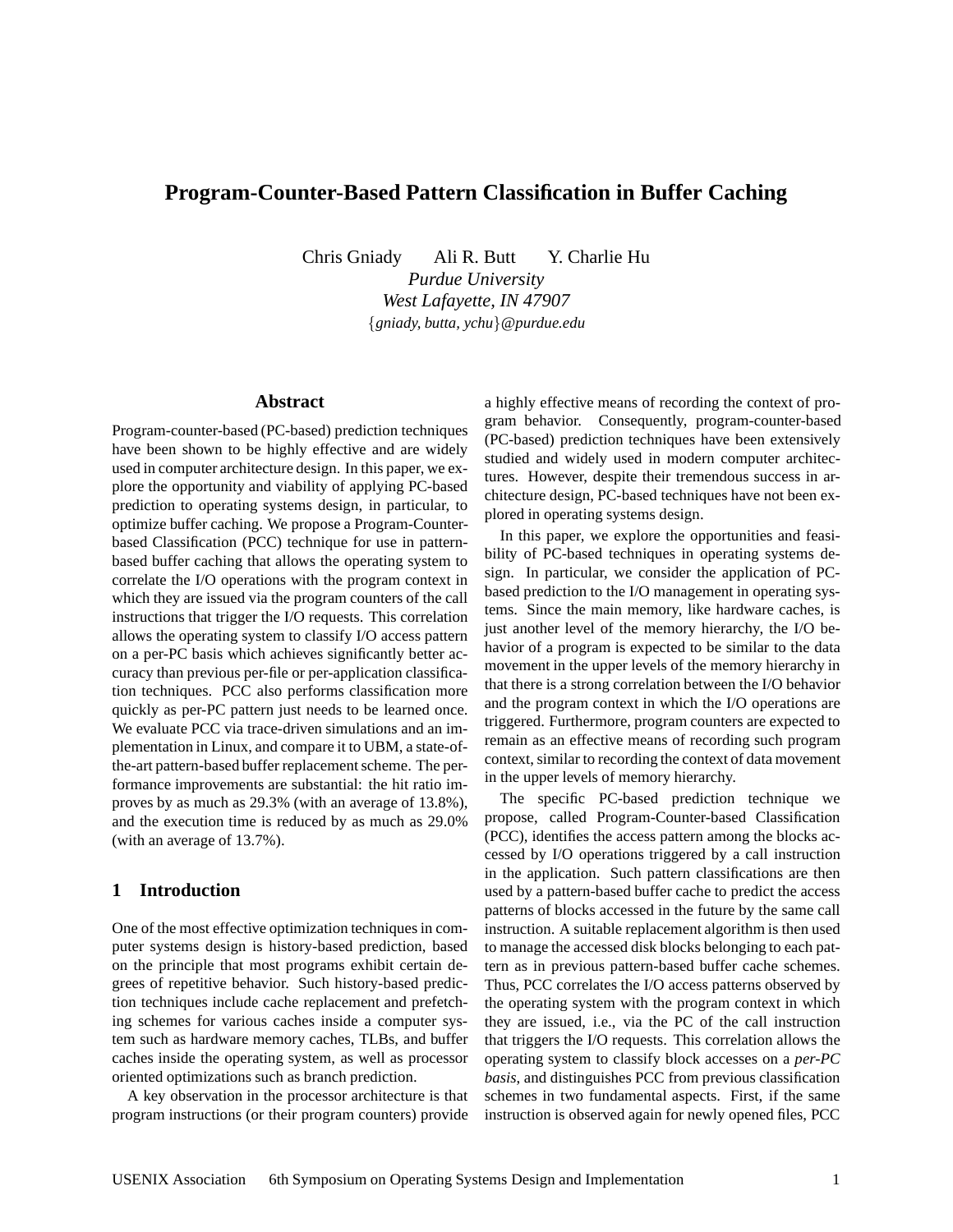# Program-Counter-Based Pattern Classification in Buffer Caching

Chris Gniady   Ali R. Butt   Y. Charlie Hu

*Purdue University*
*West Lafayette, IN 47907*
{*gniady, butta, ychu*}*@purdue.edu*

## Abstract

Program-counter-based (PC-based) prediction techniques have been shown to be highly effective and are widely used in computer architecture design. In this paper, we explore the opportunity and viability of applying PC-based prediction to operating systems design, in particular, to optimize buffer caching. We propose a Program-Counter-based Classification (PCC) technique for use in pattern-based buffer caching that allows the operating system to correlate the I/O operations with the program context in which they are issued via the program counters of the call instructions that trigger the I/O requests. This correlation allows the operating system to classify I/O access pattern on a per-PC basis which achieves significantly better accuracy than previous per-file or per-application classification techniques. PCC also performs classification more quickly as per-PC pattern just needs to be learned once. We evaluate PCC via trace-driven simulations and an implementation in Linux, and compare it to UBM, a state-of-the-art pattern-based buffer replacement scheme. The performance improvements are substantial: the hit ratio improves by as much as 29.3% (with an average of 13.8%), and the execution time is reduced by as much as 29.0% (with an average of 13.7%).

## 1 Introduction

One of the most effective optimization techniques in computer systems design is history-based prediction, based on the principle that most programs exhibit certain degrees of repetitive behavior. Such history-based prediction techniques include cache replacement and prefetching schemes for various caches inside a computer system such as hardware memory caches, TLBs, and buffer caches inside the operating system, as well as processor oriented optimizations such as branch prediction.

A key observation in the processor architecture is that program instructions (or their program counters) provide a highly effective means of recording the context of program behavior. Consequently, program-counter-based (PC-based) prediction techniques have been extensively studied and widely used in modern computer architectures. However, despite their tremendous success in architecture design, PC-based techniques have not been explored in operating systems design.

In this paper, we explore the opportunities and feasibility of PC-based techniques in operating systems design. In particular, we consider the application of PC-based prediction to the I/O management in operating systems. Since the main memory, like hardware caches, is just another level of the memory hierarchy, the I/O behavior of a program is expected to be similar to the data movement in the upper levels of the memory hierarchy in that there is a strong correlation between the I/O behavior and the program context in which the I/O operations are triggered. Furthermore, program counters are expected to remain as an effective means of recording such program context, similar to recording the context of data movement in the upper levels of memory hierarchy.

The specific PC-based prediction technique we propose, called Program-Counter-based Classification (PCC), identifies the access pattern among the blocks accessed by I/O operations triggered by a call instruction in the application. Such pattern classifications are then used by a pattern-based buffer cache to predict the access patterns of blocks accessed in the future by the same call instruction. A suitable replacement algorithm is then used to manage the accessed disk blocks belonging to each pattern as in previous pattern-based buffer cache schemes. Thus, PCC correlates the I/O access patterns observed by the operating system with the program context in which they are issued, i.e., via the PC of the call instruction that triggers the I/O requests. This correlation allows the operating system to classify block accesses on a *per-PC basis*, and distinguishes PCC from previous classification schemes in two fundamental aspects. First, if the same instruction is observed again for newly opened files, PCC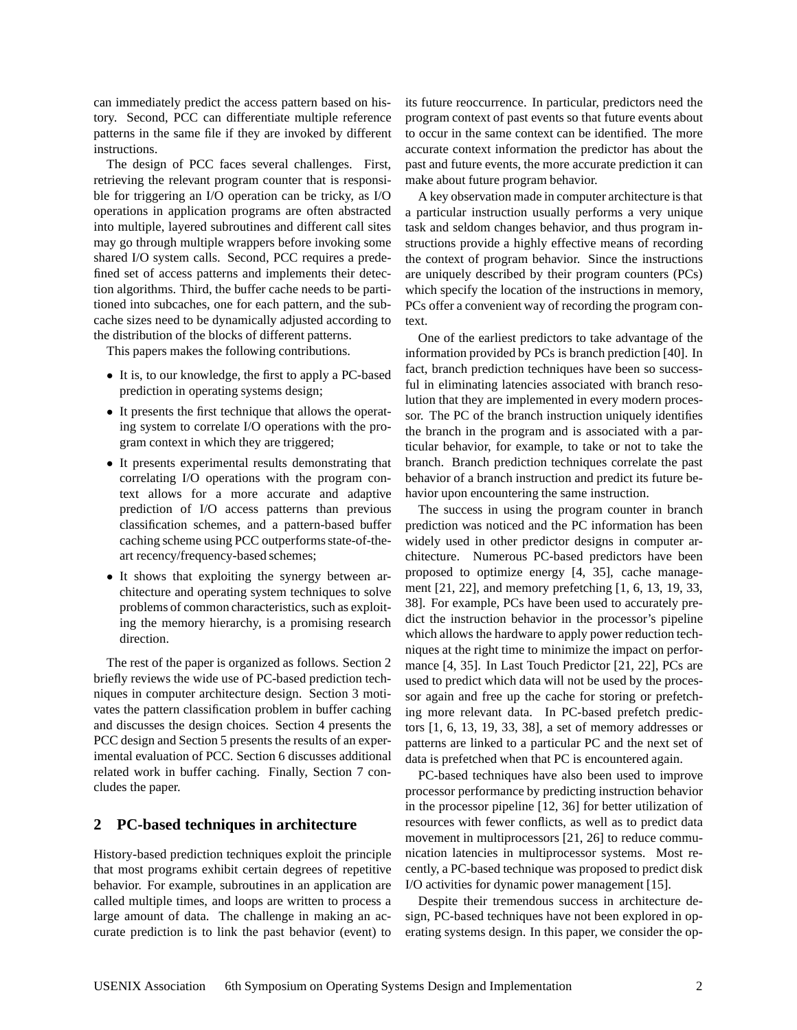can immediately predict the access pattern based on history. Second, PCC can differentiate multiple reference patterns in the same file if they are invoked by different instructions.

The design of PCC faces several challenges. First, retrieving the relevant program counter that is responsible for triggering an I/O operation can be tricky, as I/O operations in application programs are often abstracted into multiple, layered subroutines and different call sites may go through multiple wrappers before invoking some shared I/O system calls. Second, PCC requires a predefined set of access patterns and implements their detection algorithms. Third, the buffer cache needs to be partitioned into subcaches, one for each pattern, and the subcache sizes need to be dynamically adjusted according to the distribution of the blocks of different patterns.

This papers makes the following contributions.

- It is, to our knowledge, the first to apply a PC-based prediction in operating systems design;
- It presents the first technique that allows the operating system to correlate I/O operations with the program context in which they are triggered;
- It presents experimental results demonstrating that correlating I/O operations with the program context allows for a more accurate and adaptive prediction of I/O access patterns than previous classification schemes, and a pattern-based buffer caching scheme using PCC outperforms state-of-the-art recency/frequency-based schemes;
- It shows that exploiting the synergy between architecture and operating system techniques to solve problems of common characteristics, such as exploiting the memory hierarchy, is a promising research direction.

The rest of the paper is organized as follows. Section 2 briefly reviews the wide use of PC-based prediction techniques in computer architecture design. Section 3 motivates the pattern classification problem in buffer caching and discusses the design choices. Section 4 presents the PCC design and Section 5 presents the results of an experimental evaluation of PCC. Section 6 discusses additional related work in buffer caching. Finally, Section 7 concludes the paper.

## 2 PC-based techniques in architecture

History-based prediction techniques exploit the principle that most programs exhibit certain degrees of repetitive behavior. For example, subroutines in an application are called multiple times, and loops are written to process a large amount of data. The challenge in making an accurate prediction is to link the past behavior (event) to its future reoccurrence. In particular, predictors need the program context of past events so that future events about to occur in the same context can be identified. The more accurate context information the predictor has about the past and future events, the more accurate prediction it can make about future program behavior.

A key observation made in computer architecture is that a particular instruction usually performs a very unique task and seldom changes behavior, and thus program instructions provide a highly effective means of recording the context of program behavior. Since the instructions are uniquely described by their program counters (PCs) which specify the location of the instructions in memory, PCs offer a convenient way of recording the program context.

One of the earliest predictors to take advantage of the information provided by PCs is branch prediction [40]. In fact, branch prediction techniques have been so successful in eliminating latencies associated with branch resolution that they are implemented in every modern processor. The PC of the branch instruction uniquely identifies the branch in the program and is associated with a particular behavior, for example, to take or not to take the branch. Branch prediction techniques correlate the past behavior of a branch instruction and predict its future behavior upon encountering the same instruction.

The success in using the program counter in branch prediction was noticed and the PC information has been widely used in other predictor designs in computer architecture. Numerous PC-based predictors have been proposed to optimize energy [4, 35], cache management [21, 22], and memory prefetching [1, 6, 13, 19, 33, 38]. For example, PCs have been used to accurately predict the instruction behavior in the processor's pipeline which allows the hardware to apply power reduction techniques at the right time to minimize the impact on performance [4, 35]. In Last Touch Predictor [21, 22], PCs are used to predict which data will not be used by the processor again and free up the cache for storing or prefetching more relevant data. In PC-based prefetch predictors [1, 6, 13, 19, 33, 38], a set of memory addresses or patterns are linked to a particular PC and the next set of data is prefetched when that PC is encountered again.

PC-based techniques have also been used to improve processor performance by predicting instruction behavior in the processor pipeline [12, 36] for better utilization of resources with fewer conflicts, as well as to predict data movement in multiprocessors [21, 26] to reduce communication latencies in multiprocessor systems. Most recently, a PC-based technique was proposed to predict disk I/O activities for dynamic power management [15].

Despite their tremendous success in architecture design, PC-based techniques have not been explored in operating systems design. In this paper, we consider the op-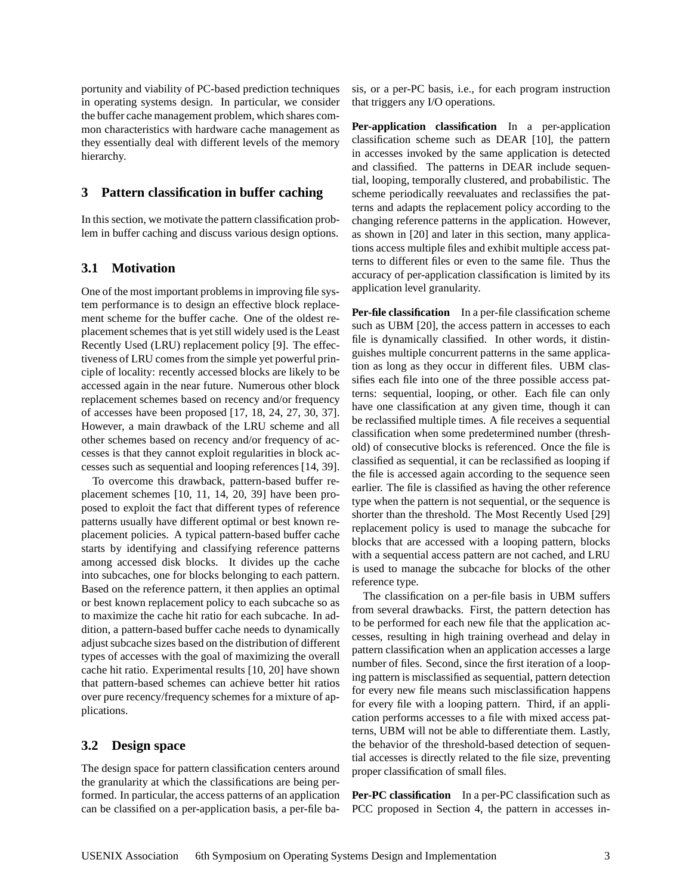portunity and viability of PC-based prediction techniques in operating systems design. In particular, we consider the buffer cache management problem, which shares common characteristics with hardware cache management as they essentially deal with different levels of the memory hierarchy.

## 3 Pattern classification in buffer caching

In this section, we motivate the pattern classification problem in buffer caching and discuss various design options.

### 3.1 Motivation

One of the most important problems in improving file system performance is to design an effective block replacement scheme for the buffer cache. One of the oldest replacement schemes that is yet still widely used is the Least Recently Used (LRU) replacement policy [9]. The effectiveness of LRU comes from the simple yet powerful principle of locality: recently accessed blocks are likely to be accessed again in the near future. Numerous other block replacement schemes based on recency and/or frequency of accesses have been proposed [17, 18, 24, 27, 30, 37]. However, a main drawback of the LRU scheme and all other schemes based on recency and/or frequency of accesses is that they cannot exploit regularities in block accesses such as sequential and looping references [14, 39].

To overcome this drawback, pattern-based buffer replacement schemes [10, 11, 14, 20, 39] have been proposed to exploit the fact that different types of reference patterns usually have different optimal or best known replacement policies. A typical pattern-based buffer cache starts by identifying and classifying reference patterns among accessed disk blocks. It divides up the cache into subcaches, one for blocks belonging to each pattern. Based on the reference pattern, it then applies an optimal or best known replacement policy to each subcache so as to maximize the cache hit ratio for each subcache. In addition, a pattern-based buffer cache needs to dynamically adjust subcache sizes based on the distribution of different types of accesses with the goal of maximizing the overall cache hit ratio. Experimental results [10, 20] have shown that pattern-based schemes can achieve better hit ratios over pure recency/frequency schemes for a mixture of applications.

### 3.2 Design space

The design space for pattern classification centers around the granularity at which the classifications are being performed. In particular, the access patterns of an application can be classified on a per-application basis, a per-file basis, or a per-PC basis, i.e., for each program instruction that triggers any I/O operations.

**Per-application classification** In a per-application classification scheme such as DEAR [10], the pattern in accesses invoked by the same application is detected and classified. The patterns in DEAR include sequential, looping, temporally clustered, and probabilistic. The scheme periodically reevaluates and reclassifies the patterns and adapts the replacement policy according to the changing reference patterns in the application. However, as shown in [20] and later in this section, many applications access multiple files and exhibit multiple access patterns to different files or even to the same file. Thus the accuracy of per-application classification is limited by its application level granularity.

**Per-file classification** In a per-file classification scheme such as UBM [20], the access pattern in accesses to each file is dynamically classified. In other words, it distinguishes multiple concurrent patterns in the same application as long as they occur in different files. UBM classifies each file into one of the three possible access patterns: sequential, looping, or other. Each file can only have one classification at any given time, though it can be reclassified multiple times. A file receives a sequential classification when some predetermined number (threshold) of consecutive blocks is referenced. Once the file is classified as sequential, it can be reclassified as looping if the file is accessed again according to the sequence seen earlier. The file is classified as having the other reference type when the pattern is not sequential, or the sequence is shorter than the threshold. The Most Recently Used [29] replacement policy is used to manage the subcache for blocks that are accessed with a looping pattern, blocks with a sequential access pattern are not cached, and LRU is used to manage the subcache for blocks of the other reference type.

The classification on a per-file basis in UBM suffers from several drawbacks. First, the pattern detection has to be performed for each new file that the application accesses, resulting in high training overhead and delay in pattern classification when an application accesses a large number of files. Second, since the first iteration of a looping pattern is misclassified as sequential, pattern detection for every new file means such misclassification happens for every file with a looping pattern. Third, if an application performs accesses to a file with mixed access patterns, UBM will not be able to differentiate them. Lastly, the behavior of the threshold-based detection of sequential accesses is directly related to the file size, preventing proper classification of small files.

**Per-PC classification** In a per-PC classification such as PCC proposed in Section 4, the pattern in accesses in-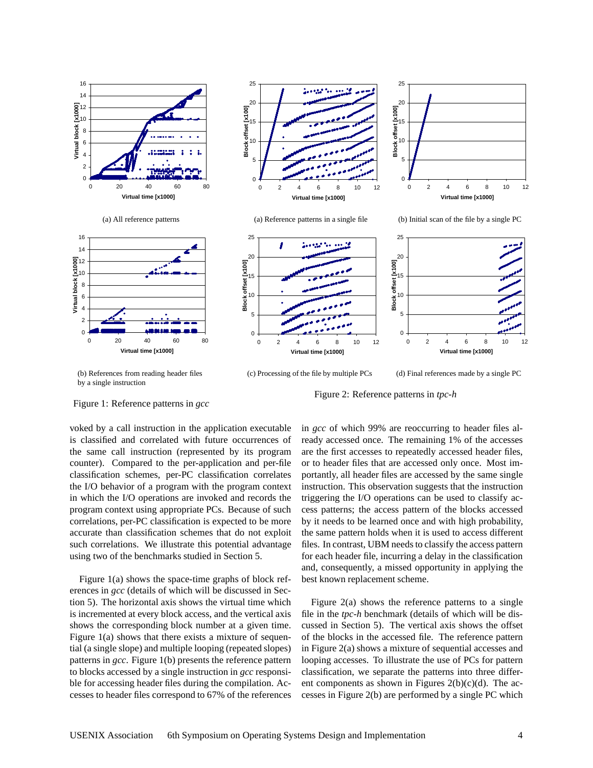(a) All reference patterns

(b) References from reading header files by a single instruction

Figure 1: Reference patterns in *gcc*

(a) Reference patterns in a single file

(b) Initial scan of the file by a single PC

(c) Processing of the file by multiple PCs

(d) Final references made by a single PC

Figure 2: Reference patterns in *tpc-h*

voked by a call instruction in the application executable is classified and correlated with future occurrences of the same call instruction (represented by its program counter). Compared to the per-application and per-file classification schemes, per-PC classification correlates the I/O behavior of a program with the program context in which the I/O operations are invoked and records the program context using appropriate PCs. Because of such correlations, per-PC classification is expected to be more accurate than classification schemes that do not exploit such correlations. We illustrate this potential advantage using two of the benchmarks studied in Section 5.

Figure 1(a) shows the space-time graphs of block references in *gcc* (details of which will be discussed in Section 5). The horizontal axis shows the virtual time which is incremented at every block access, and the vertical axis shows the corresponding block number at a given time. Figure 1(a) shows that there exists a mixture of sequential (a single slope) and multiple looping (repeated slopes) patterns in *gcc*. Figure 1(b) presents the reference pattern to blocks accessed by a single instruction in *gcc* responsible for accessing header files during the compilation. Accesses to header files correspond to 67% of the references in *gcc* of which 99% are reoccurring to header files already accessed once. The remaining 1% of the accesses are the first accesses to repeatedly accessed header files, or to header files that are accessed only once. Most importantly, all header files are accessed by the same single instruction. This observation suggests that the instruction triggering the I/O operations can be used to classify access patterns; the access pattern of the blocks accessed by it needs to be learned once and with high probability, the same pattern holds when it is used to access different files. In contrast, UBM needs to classify the access pattern for each header file, incurring a delay in the classification and, consequently, a missed opportunity in applying the best known replacement scheme.

Figure 2(a) shows the reference patterns to a single file in the *tpc-h* benchmark (details of which will be discussed in Section 5). The vertical axis shows the offset of the blocks in the accessed file. The reference pattern in Figure 2(a) shows a mixture of sequential accesses and looping accesses. To illustrate the use of PCs for pattern classification, we separate the patterns into three different components as shown in Figures 2(b)(c)(d). The accesses in Figure 2(b) are performed by a single PC which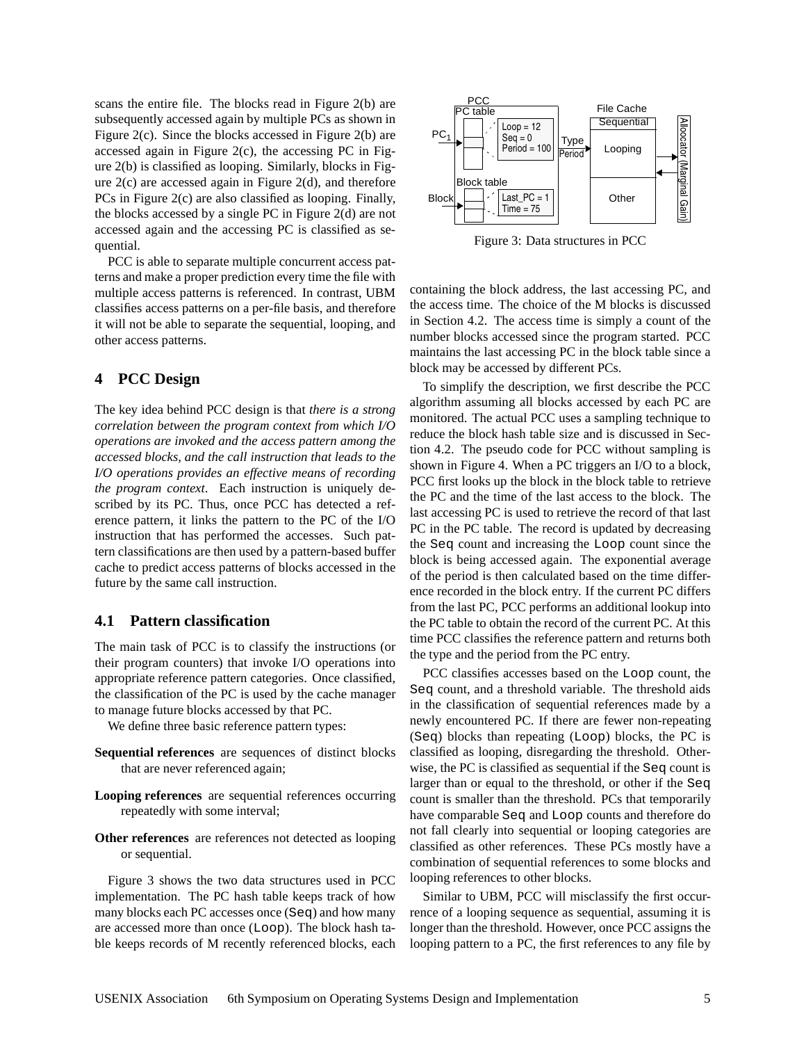scans the entire file. The blocks read in Figure 2(b) are subsequently accessed again by multiple PCs as shown in Figure 2(c). Since the blocks accessed in Figure 2(b) are accessed again in Figure 2(c), the accessing PC in Figure 2(b) is classified as looping. Similarly, blocks in Figure 2(c) are accessed again in Figure 2(d), and therefore PCs in Figure 2(c) are also classified as looping. Finally, the blocks accessed by a single PC in Figure 2(d) are not accessed again and the accessing PC is classified as sequential.

PCC is able to separate multiple concurrent access patterns and make a proper prediction every time the file with multiple access patterns is referenced. In contrast, UBM classifies access patterns on a per-file basis, and therefore it will not be able to separate the sequential, looping, and other access patterns.

## 4 PCC Design

The key idea behind PCC design is that *there is a strong correlation between the program context from which I/O operations are invoked and the access pattern among the accessed blocks, and the call instruction that leads to the I/O operations provides an effective means of recording the program context*. Each instruction is uniquely described by its PC. Thus, once PCC has detected a reference pattern, it links the pattern to the PC of the I/O instruction that has performed the accesses. Such pattern classifications are then used by a pattern-based buffer cache to predict access patterns of blocks accessed in the future by the same call instruction.

### 4.1 Pattern classification

The main task of PCC is to classify the instructions (or their program counters) that invoke I/O operations into appropriate reference pattern categories. Once classified, the classification of the PC is used by the cache manager to manage future blocks accessed by that PC.

We define three basic reference pattern types:

**Sequential references** are sequences of distinct blocks that are never referenced again;

**Looping references** are sequential references occurring repeatedly with some interval;

**Other references** are references not detected as looping or sequential.

Figure 3 shows the two data structures used in PCC implementation. The PC hash table keeps track of how many blocks each PC accesses once (`Seq`) and how many are accessed more than once (`Loop`). The block hash table keeps records of M recently referenced blocks, each containing the block address, the last accessing PC, and the access time. The choice of the M blocks is discussed in Section 4.2. The access time is simply a count of the number blocks accessed since the program started. PCC maintains the last accessing PC in the block table since a block may be accessed by different PCs.

Figure 3: Data structures in PCC

To simplify the description, we first describe the PCC algorithm assuming all blocks accessed by each PC are monitored. The actual PCC uses a sampling technique to reduce the block hash table size and is discussed in Section 4.2. The pseudo code for PCC without sampling is shown in Figure 4. When a PC triggers an I/O to a block, PCC first looks up the block in the block table to retrieve the PC and the time of the last access to the block. The last accessing PC is used to retrieve the record of that last PC in the PC table. The record is updated by decreasing the `Seq` count and increasing the `Loop` count since the block is being accessed again. The exponential average of the period is then calculated based on the time difference recorded in the block entry. If the current PC differs from the last PC, PCC performs an additional lookup into the PC table to obtain the record of the current PC. At this time PCC classifies the reference pattern and returns both the type and the period from the PC entry.

PCC classifies accesses based on the `Loop` count, the `Seq` count, and a threshold variable. The threshold aids in the classification of sequential references made by a newly encountered PC. If there are fewer non-repeating (`Seq`) blocks than repeating (`Loop`) blocks, the PC is classified as looping, disregarding the threshold. Otherwise, the PC is classified as sequential if the `Seq` count is larger than or equal to the threshold, or other if the `Seq` count is smaller than the threshold. PCs that temporarily have comparable `Seq` and `Loop` counts and therefore do not fall clearly into sequential or looping categories are classified as other references. These PCs mostly have a combination of sequential references to some blocks and looping references to other blocks.

Similar to UBM, PCC will misclassify the first occurrence of a looping sequence as sequential, assuming it is longer than the threshold. However, once PCC assigns the looping pattern to a PC, the first references to any file by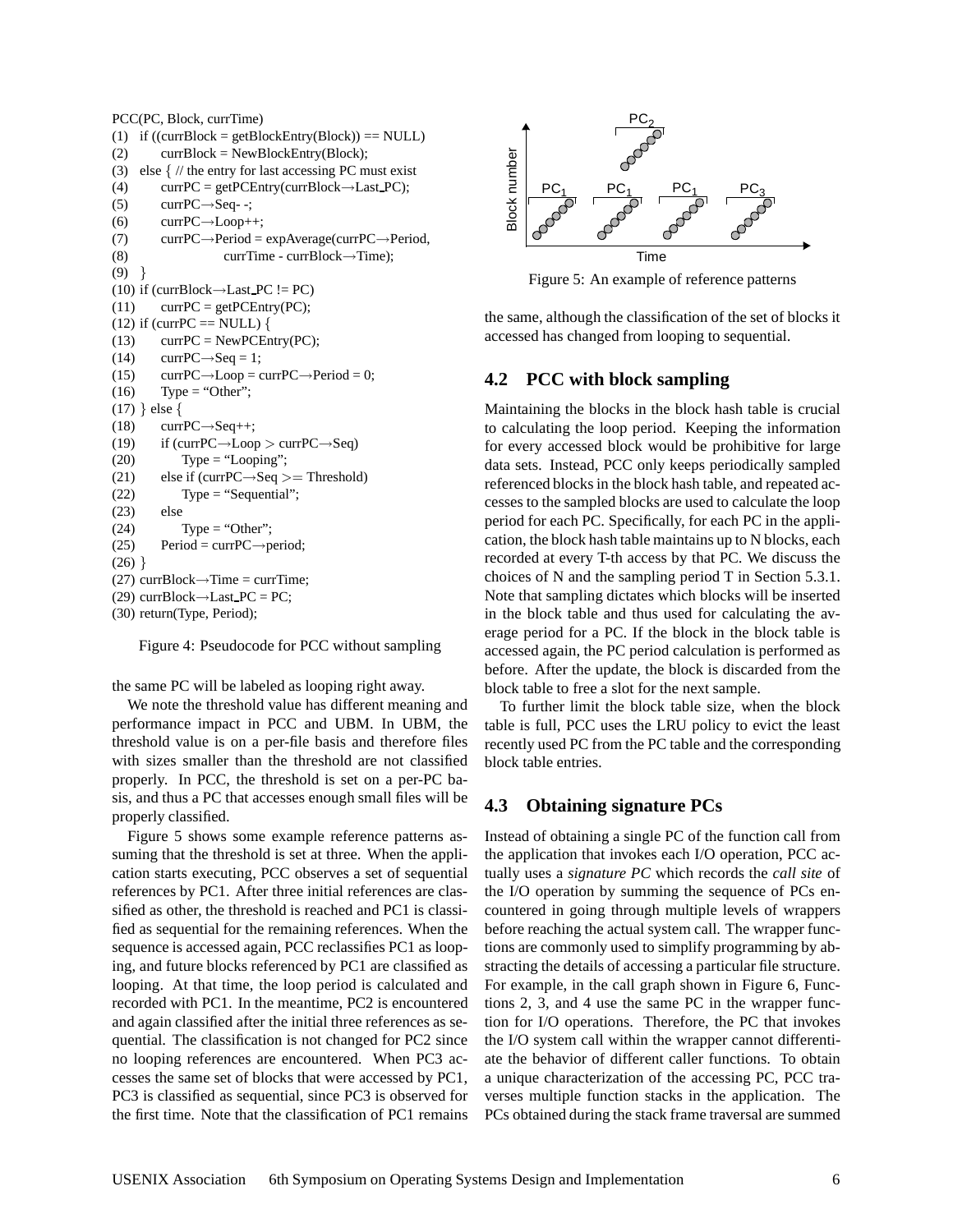```
PCC(PC, Block, currTime)
(1)  if ((currBlock = getBlockEntry(Block)) == NULL)
(2)      currBlock = NewBlockEntry(Block);
(3)  else { // the entry for last accessing PC must exist
(4)      currPC = getPCEntry(currBlock→Last_PC);
(5)      currPC→Seq- -;
(6)      currPC→Loop++;
(7)      currPC→Period = expAverage(currPC→Period,
(8)                currTime - currBlock→Time);
(9)  }
(10) if (currBlock→Last_PC != PC)
(11)     currPC = getPCEntry(PC);
(12) if (currPC == NULL) {
(13)     currPC = NewPCEntry(PC);
(14)     currPC→Seq = 1;
(15)     currPC→Loop = currPC→Period = 0;
(16)     Type = "Other";
(17) } else {
(18)     currPC→Seq++;
(19)     if (currPC→Loop > currPC→Seq)
(20)         Type = "Looping";
(21)     else if (currPC→Seq >= Threshold)
(22)         Type = "Sequential";
(23)     else
(24)         Type = "Other";
(25)     Period = currPC→period;
(26) }
(27) currBlock→Time = currTime;
(29) currBlock→Last_PC = PC;
(30) return(Type, Period);
```

Figure 4: Pseudocode for PCC without sampling

the same PC will be labeled as looping right away.

We note the threshold value has different meaning and performance impact in PCC and UBM. In UBM, the threshold value is on a per-file basis and therefore files with sizes smaller than the threshold are not classified properly. In PCC, the threshold is set on a per-PC basis, and thus a PC that accesses enough small files will be properly classified.

Figure 5 shows some example reference patterns assuming that the threshold is set at three. When the application starts executing, PCC observes a set of sequential references by PC1. After three initial references are classified as other, the threshold is reached and PC1 is classified as sequential for the remaining references. When the sequence is accessed again, PCC reclassifies PC1 as looping, and future blocks referenced by PC1 are classified as looping. At that time, the loop period is calculated and recorded with PC1. In the meantime, PC2 is encountered and again classified after the initial three references as sequential. The classification is not changed for PC2 since no looping references are encountered. When PC3 accesses the same set of blocks that were accessed by PC1, PC3 is classified as sequential, since PC3 is observed for the first time. Note that the classification of PC1 remains the same, although the classification of the set of blocks it accessed has changed from looping to sequential.

Figure 5: An example of reference patterns

## 4.2 PCC with block sampling

Maintaining the blocks in the block hash table is crucial to calculating the loop period. Keeping the information for every accessed block would be prohibitive for large data sets. Instead, PCC only keeps periodically sampled referenced blocks in the block hash table, and repeated accesses to the sampled blocks are used to calculate the loop period for each PC. Specifically, for each PC in the application, the block hash table maintains up to N blocks, each recorded at every T-th access by that PC. We discuss the choices of N and the sampling period T in Section 5.3.1. Note that sampling dictates which blocks will be inserted in the block table and thus used for calculating the average period for a PC. If the block in the block table is accessed again, the PC period calculation is performed as before. After the update, the block is discarded from the block table to free a slot for the next sample.

To further limit the block table size, when the block table is full, PCC uses the LRU policy to evict the least recently used PC from the PC table and the corresponding block table entries.

## 4.3 Obtaining signature PCs

Instead of obtaining a single PC of the function call from the application that invokes each I/O operation, PCC actually uses a *signature PC* which records the *call site* of the I/O operation by summing the sequence of PCs encountered in going through multiple levels of wrappers before reaching the actual system call. The wrapper functions are commonly used to simplify programming by abstracting the details of accessing a particular file structure. For example, in the call graph shown in Figure 6, Functions 2, 3, and 4 use the same PC in the wrapper function for I/O operations. Therefore, the PC that invokes the I/O system call within the wrapper cannot differentiate the behavior of different caller functions. To obtain a unique characterization of the accessing PC, PCC traverses multiple function stacks in the application. The PCs obtained during the stack frame traversal are summed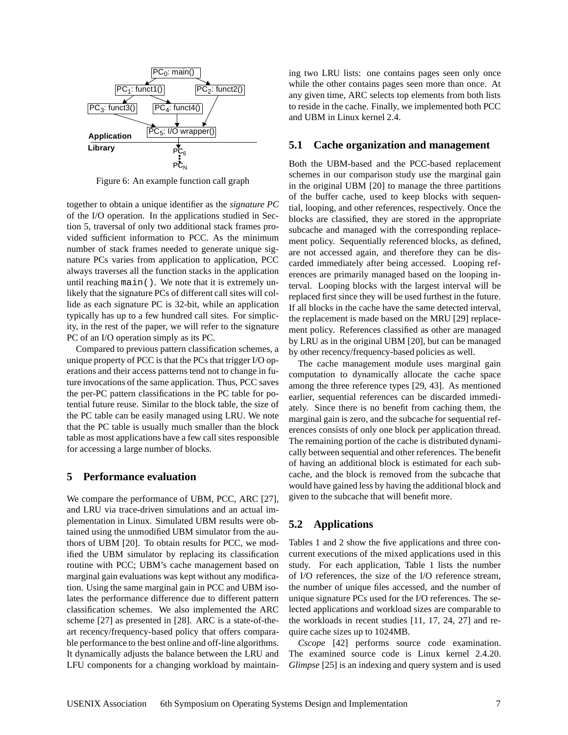Figure 6: An example function call graph

together to obtain a unique identifier as the *signature PC* of the I/O operation. In the applications studied in Section 5, traversal of only two additional stack frames provided sufficient information to PCC. As the minimum number of stack frames needed to generate unique signature PCs varies from application to application, PCC always traverses all the function stacks in the application until reaching `main()`. We note that it is extremely unlikely that the signature PCs of different call sites will collide as each signature PC is 32-bit, while an application typically has up to a few hundred call sites. For simplicity, in the rest of the paper, we will refer to the signature PC of an I/O operation simply as its PC.

Compared to previous pattern classification schemes, a unique property of PCC is that the PCs that trigger I/O operations and their access patterns tend not to change in future invocations of the same application. Thus, PCC saves the per-PC pattern classifications in the PC table for potential future reuse. Similar to the block table, the size of the PC table can be easily managed using LRU. We note that the PC table is usually much smaller than the block table as most applications have a few call sites responsible for accessing a large number of blocks.

## 5 Performance evaluation

We compare the performance of UBM, PCC, ARC [27], and LRU via trace-driven simulations and an actual implementation in Linux. Simulated UBM results were obtained using the unmodified UBM simulator from the authors of UBM [20]. To obtain results for PCC, we modified the UBM simulator by replacing its classification routine with PCC; UBM's cache management based on marginal gain evaluations was kept without any modification. Using the same marginal gain in PCC and UBM isolates the performance difference due to different pattern classification schemes. We also implemented the ARC scheme [27] as presented in [28]. ARC is a state-of-the-art recency/frequency-based policy that offers comparable performance to the best online and off-line algorithms. It dynamically adjusts the balance between the LRU and LFU components for a changing workload by maintaining two LRU lists: one contains pages seen only once while the other contains pages seen more than once. At any given time, ARC selects top elements from both lists to reside in the cache. Finally, we implemented both PCC and UBM in Linux kernel 2.4.

### 5.1 Cache organization and management

Both the UBM-based and the PCC-based replacement schemes in our comparison study use the marginal gain in the original UBM [20] to manage the three partitions of the buffer cache, used to keep blocks with sequential, looping, and other references, respectively. Once the blocks are classified, they are stored in the appropriate subcache and managed with the corresponding replacement policy. Sequentially referenced blocks, as defined, are not accessed again, and therefore they can be discarded immediately after being accessed. Looping references are primarily managed based on the looping interval. Looping blocks with the largest interval will be replaced first since they will be used furthest in the future. If all blocks in the cache have the same detected interval, the replacement is made based on the MRU [29] replacement policy. References classified as other are managed by LRU as in the original UBM [20], but can be managed by other recency/frequency-based policies as well.

The cache management module uses marginal gain computation to dynamically allocate the cache space among the three reference types [29, 43]. As mentioned earlier, sequential references can be discarded immediately. Since there is no benefit from caching them, the marginal gain is zero, and the subcache for sequential references consists of only one block per application thread. The remaining portion of the cache is distributed dynamically between sequential and other references. The benefit of having an additional block is estimated for each subcache, and the block is removed from the subcache that would have gained less by having the additional block and given to the subcache that will benefit more.

### 5.2 Applications

Tables 1 and 2 show the five applications and three concurrent executions of the mixed applications used in this study. For each application, Table 1 lists the number of I/O references, the size of the I/O reference stream, the number of unique files accessed, and the number of unique signature PCs used for the I/O references. The selected applications and workload sizes are comparable to the workloads in recent studies [11, 17, 24, 27] and require cache sizes up to 1024MB.

*Cscope* [42] performs source code examination. The examined source code is Linux kernel 2.4.20. *Glimpse* [25] is an indexing and query system and is used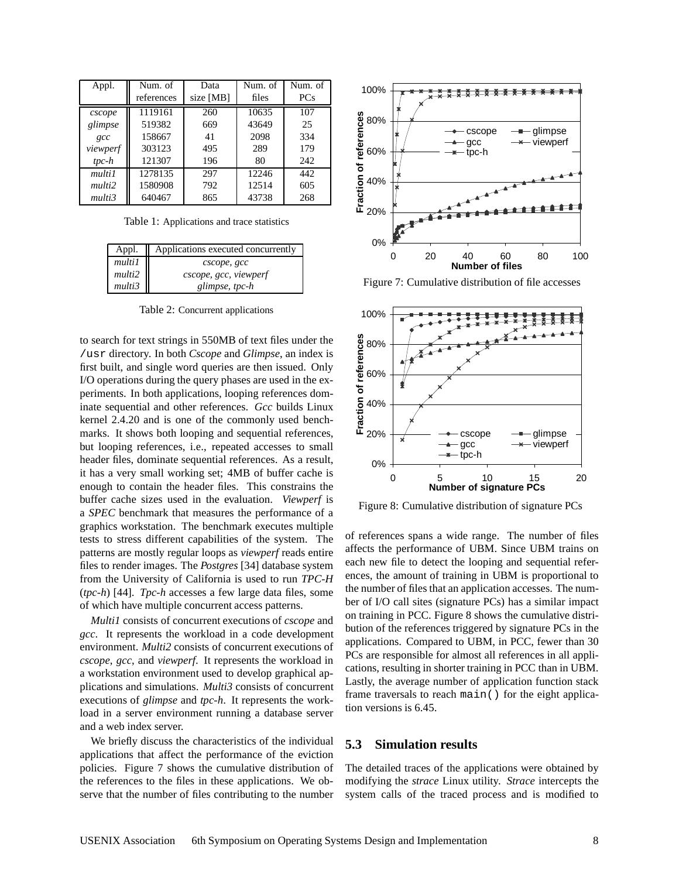| Appl. | Num. of references | Data size [MB] | Num. of files | Num. of PCs |
|---|---|---|---|---|
| *cscope* | 1119161 | 260 | 10635 | 107 |
| *glimpse* | 519382 | 669 | 43649 | 25 |
| *gcc* | 158667 | 41 | 2098 | 334 |
| *viewperf* | 303123 | 495 | 289 | 179 |
| *tpc-h* | 121307 | 196 | 80 | 242 |
| *multi1* | 1278135 | 297 | 12246 | 442 |
| *multi2* | 1580908 | 792 | 12514 | 605 |
| *multi3* | 640467 | 865 | 43738 | 268 |

Table 1: Applications and trace statistics

| Appl. | Applications executed concurrently |
|---|---|
| *multi1* | *cscope, gcc* |
| *multi2* | *cscope, gcc, viewperf* |
| *multi3* | *glimpse, tpc-h* |

Table 2: Concurrent applications

to search for text strings in 550MB of text files under the /usr directory. In both *Cscope* and *Glimpse*, an index is first built, and single word queries are then issued. Only I/O operations during the query phases are used in the experiments. In both applications, looping references dominate sequential and other references. *Gcc* builds Linux kernel 2.4.20 and is one of the commonly used benchmarks. It shows both looping and sequential references, but looping references, i.e., repeated accesses to small header files, dominate sequential references. As a result, it has a very small working set; 4MB of buffer cache is enough to contain the header files. This constrains the buffer cache sizes used in the evaluation. *Viewperf* is a *SPEC* benchmark that measures the performance of a graphics workstation. The benchmark executes multiple tests to stress different capabilities of the system. The patterns are mostly regular loops as *viewperf* reads entire files to render images. The *Postgres* [34] database system from the University of California is used to run *TPC-H* (*tpc-h*) [44]. *Tpc-h* accesses a few large data files, some of which have multiple concurrent access patterns.

*Multi1* consists of concurrent executions of *cscope* and *gcc*. It represents the workload in a code development environment. *Multi2* consists of concurrent executions of *cscope*, *gcc*, and *viewperf*. It represents the workload in a workstation environment used to develop graphical applications and simulations. *Multi3* consists of concurrent executions of *glimpse* and *tpc-h*. It represents the workload in a server environment running a database server and a web index server.

We briefly discuss the characteristics of the individual applications that affect the performance of the eviction policies. Figure 7 shows the cumulative distribution of the references to the files in these applications. We observe that the number of files contributing to the number of references spans a wide range. The number of files affects the performance of UBM. Since UBM trains on each new file to detect the looping and sequential references, the amount of training in UBM is proportional to the number of files that an application accesses. The number of I/O call sites (signature PCs) has a similar impact on training in PCC. Figure 8 shows the cumulative distribution of the references triggered by signature PCs in the applications. Compared to UBM, in PCC, fewer than 30 PCs are responsible for almost all references in all applications, resulting in shorter training in PCC than in UBM. Lastly, the average number of application function stack frame traversals to reach main() for the eight application versions is 6.45.

Figure 7: Cumulative distribution of file accesses

Figure 8: Cumulative distribution of signature PCs

### 5.3 Simulation results

The detailed traces of the applications were obtained by modifying the *strace* Linux utility. *Strace* intercepts the system calls of the traced process and is modified to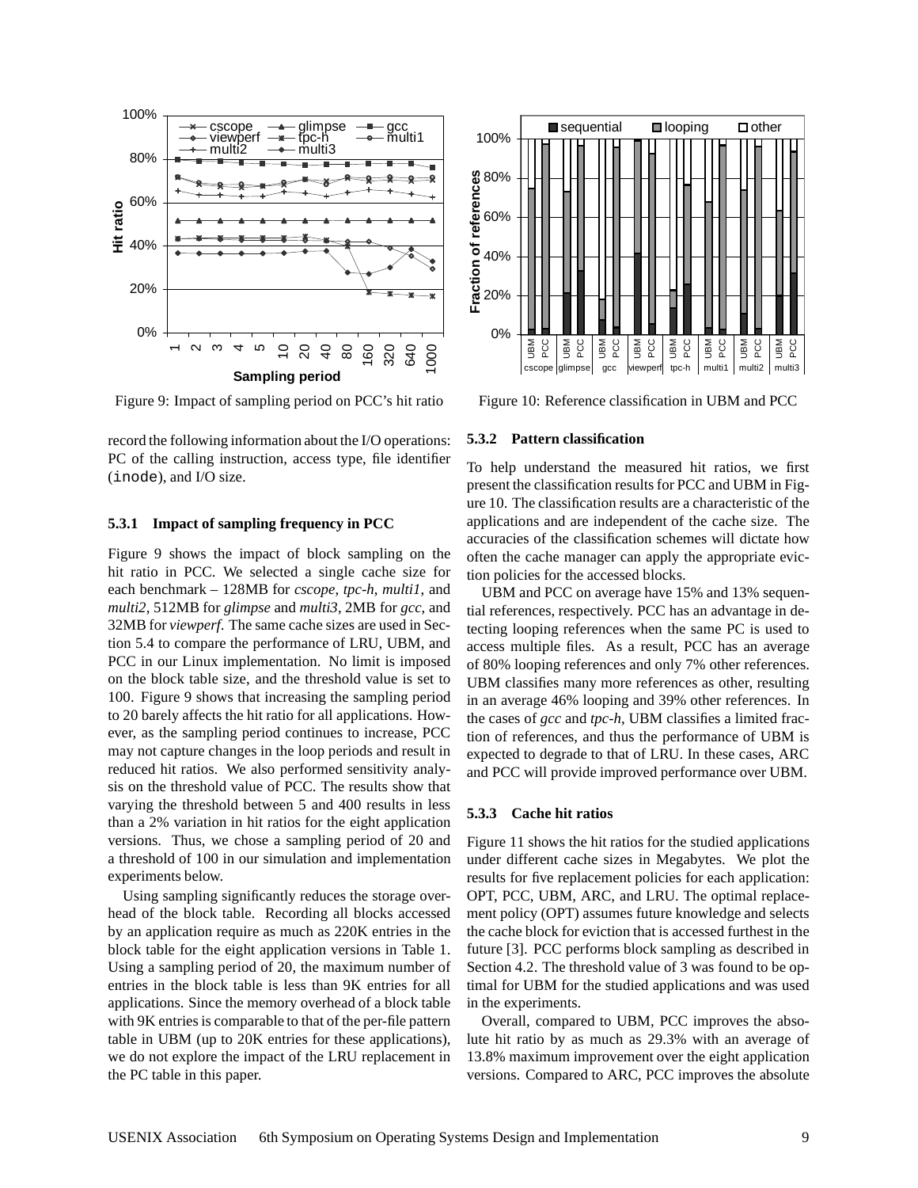Figure 9: Impact of sampling period on PCC's hit ratio

Figure 10: Reference classification in UBM and PCC

record the following information about the I/O operations: PC of the calling instruction, access type, file identifier (inode), and I/O size.

#### 5.3.1 Impact of sampling frequency in PCC

Figure 9 shows the impact of block sampling on the hit ratio in PCC. We selected a single cache size for each benchmark – 128MB for *cscope*, *tpc-h*, *multi1*, and *multi2*, 512MB for *glimpse* and *multi3*, 2MB for *gcc*, and 32MB for *viewperf*. The same cache sizes are used in Section 5.4 to compare the performance of LRU, UBM, and PCC in our Linux implementation. No limit is imposed on the block table size, and the threshold value is set to 100. Figure 9 shows that increasing the sampling period to 20 barely affects the hit ratio for all applications. However, as the sampling period continues to increase, PCC may not capture changes in the loop periods and result in reduced hit ratios. We also performed sensitivity analysis on the threshold value of PCC. The results show that varying the threshold between 5 and 400 results in less than a 2% variation in hit ratios for the eight application versions. Thus, we chose a sampling period of 20 and a threshold of 100 in our simulation and implementation experiments below.

Using sampling significantly reduces the storage overhead of the block table. Recording all blocks accessed by an application require as much as 220K entries in the block table for the eight application versions in Table 1. Using a sampling period of 20, the maximum number of entries in the block table is less than 9K entries for all applications. Since the memory overhead of a block table with 9K entries is comparable to that of the per-file pattern table in UBM (up to 20K entries for these applications), we do not explore the impact of the LRU replacement in the PC table in this paper.

#### 5.3.2 Pattern classification

To help understand the measured hit ratios, we first present the classification results for PCC and UBM in Figure 10. The classification results are a characteristic of the applications and are independent of the cache size. The accuracies of the classification schemes will dictate how often the cache manager can apply the appropriate eviction policies for the accessed blocks.

UBM and PCC on average have 15% and 13% sequential references, respectively. PCC has an advantage in detecting looping references when the same PC is used to access multiple files. As a result, PCC has an average of 80% looping references and only 7% other references. UBM classifies many more references as other, resulting in an average 46% looping and 39% other references. In the cases of *gcc* and *tpc-h*, UBM classifies a limited fraction of references, and thus the performance of UBM is expected to degrade to that of LRU. In these cases, ARC and PCC will provide improved performance over UBM.

#### 5.3.3 Cache hit ratios

Figure 11 shows the hit ratios for the studied applications under different cache sizes in Megabytes. We plot the results for five replacement policies for each application: OPT, PCC, UBM, ARC, and LRU. The optimal replacement policy (OPT) assumes future knowledge and selects the cache block for eviction that is accessed furthest in the future [3]. PCC performs block sampling as described in Section 4.2. The threshold value of 3 was found to be optimal for UBM for the studied applications and was used in the experiments.

Overall, compared to UBM, PCC improves the absolute hit ratio by as much as 29.3% with an average of 13.8% maximum improvement over the eight application versions. Compared to ARC, PCC improves the absolute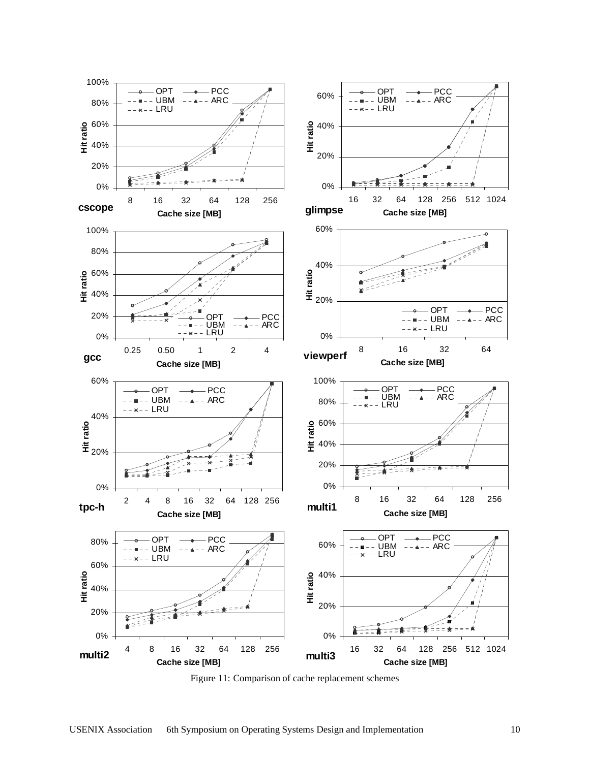Figure 11: Comparison of cache replacement schemes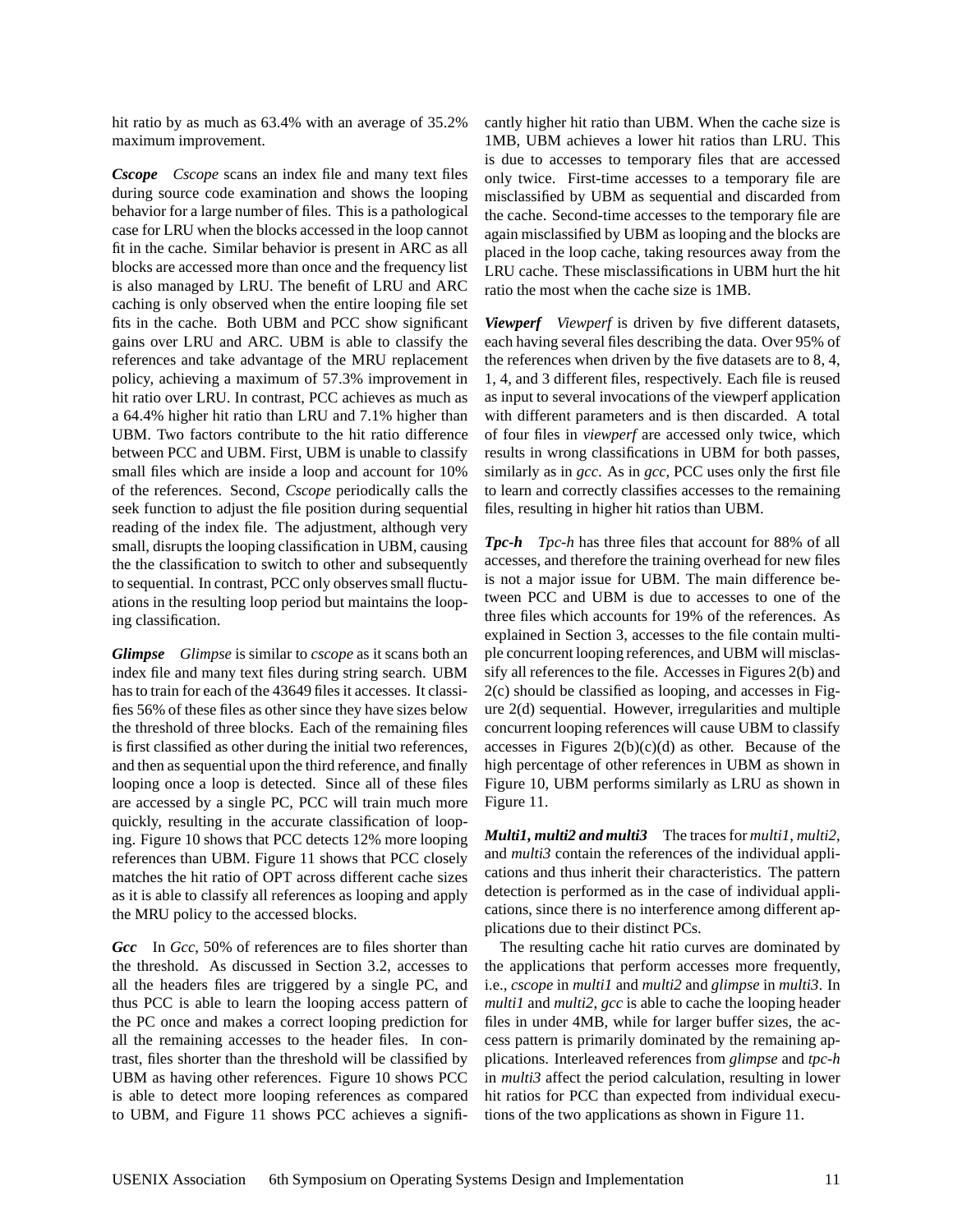hit ratio by as much as 63.4% with an average of 35.2% maximum improvement.

***Cscope*** *Cscope* scans an index file and many text files during source code examination and shows the looping behavior for a large number of files. This is a pathological case for LRU when the blocks accessed in the loop cannot fit in the cache. Similar behavior is present in ARC as all blocks are accessed more than once and the frequency list is also managed by LRU. The benefit of LRU and ARC caching is only observed when the entire looping file set fits in the cache. Both UBM and PCC show significant gains over LRU and ARC. UBM is able to classify the references and take advantage of the MRU replacement policy, achieving a maximum of 57.3% improvement in hit ratio over LRU. In contrast, PCC achieves as much as a 64.4% higher hit ratio than LRU and 7.1% higher than UBM. Two factors contribute to the hit ratio difference between PCC and UBM. First, UBM is unable to classify small files which are inside a loop and account for 10% of the references. Second, *Cscope* periodically calls the seek function to adjust the file position during sequential reading of the index file. The adjustment, although very small, disrupts the looping classification in UBM, causing the the classification to switch to other and subsequently to sequential. In contrast, PCC only observes small fluctuations in the resulting loop period but maintains the looping classification.

***Glimpse*** *Glimpse* is similar to *cscope* as it scans both an index file and many text files during string search. UBM has to train for each of the 43649 files it accesses. It classifies 56% of these files as other since they have sizes below the threshold of three blocks. Each of the remaining files is first classified as other during the initial two references, and then as sequential upon the third reference, and finally looping once a loop is detected. Since all of these files are accessed by a single PC, PCC will train much more quickly, resulting in the accurate classification of looping. Figure 10 shows that PCC detects 12% more looping references than UBM. Figure 11 shows that PCC closely matches the hit ratio of OPT across different cache sizes as it is able to classify all references as looping and apply the MRU policy to the accessed blocks.

***Gcc*** In *Gcc*, 50% of references are to files shorter than the threshold. As discussed in Section 3.2, accesses to all the headers files are triggered by a single PC, and thus PCC is able to learn the looping access pattern of the PC once and makes a correct looping prediction for all the remaining accesses to the header files. In contrast, files shorter than the threshold will be classified by UBM as having other references. Figure 10 shows PCC is able to detect more looping references as compared to UBM, and Figure 11 shows PCC achieves a significantly higher hit ratio than UBM. When the cache size is 1MB, UBM achieves a lower hit ratios than LRU. This is due to accesses to temporary files that are accessed only twice. First-time accesses to a temporary file are misclassified by UBM as sequential and discarded from the cache. Second-time accesses to the temporary file are again misclassified by UBM as looping and the blocks are placed in the loop cache, taking resources away from the LRU cache. These misclassifications in UBM hurt the hit ratio the most when the cache size is 1MB.

***Viewperf*** *Viewperf* is driven by five different datasets, each having several files describing the data. Over 95% of the references when driven by the five datasets are to 8, 4, 1, 4, and 3 different files, respectively. Each file is reused as input to several invocations of the viewperf application with different parameters and is then discarded. A total of four files in *viewperf* are accessed only twice, which results in wrong classifications in UBM for both passes, similarly as in *gcc*. As in *gcc*, PCC uses only the first file to learn and correctly classifies accesses to the remaining files, resulting in higher hit ratios than UBM.

***Tpc-h*** *Tpc-h* has three files that account for 88% of all accesses, and therefore the training overhead for new files is not a major issue for UBM. The main difference between PCC and UBM is due to accesses to one of the three files which accounts for 19% of the references. As explained in Section 3, accesses to the file contain multiple concurrent looping references, and UBM will misclassify all references to the file. Accesses in Figures 2(b) and 2(c) should be classified as looping, and accesses in Figure 2(d) sequential. However, irregularities and multiple concurrent looping references will cause UBM to classify accesses in Figures 2(b)(c)(d) as other. Because of the high percentage of other references in UBM as shown in Figure 10, UBM performs similarly as LRU as shown in Figure 11.

***Multi1, multi2 and multi3*** The traces for *multi1*, *multi2*, and *multi3* contain the references of the individual applications and thus inherit their characteristics. The pattern detection is performed as in the case of individual applications, since there is no interference among different applications due to their distinct PCs.

The resulting cache hit ratio curves are dominated by the applications that perform accesses more frequently, i.e., *cscope* in *multi1* and *multi2* and *glimpse* in *multi3*. In *multi1* and *multi2*, *gcc* is able to cache the looping header files in under 4MB, while for larger buffer sizes, the access pattern is primarily dominated by the remaining applications. Interleaved references from *glimpse* and *tpc-h* in *multi3* affect the period calculation, resulting in lower hit ratios for PCC than expected from individual executions of the two applications as shown in Figure 11.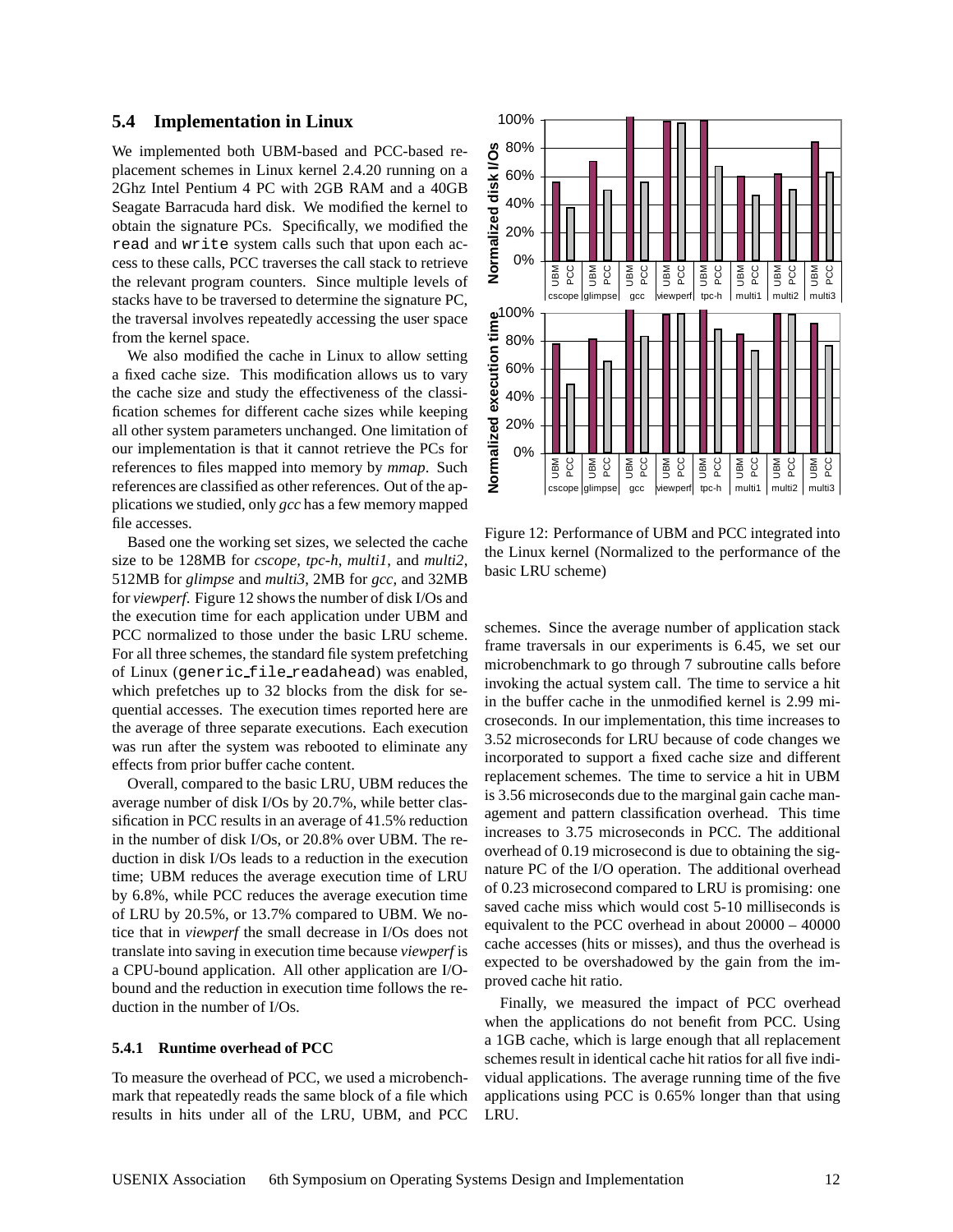## 5.4 Implementation in Linux

We implemented both UBM-based and PCC-based replacement schemes in Linux kernel 2.4.20 running on a 2Ghz Intel Pentium 4 PC with 2GB RAM and a 40GB Seagate Barracuda hard disk. We modified the kernel to obtain the signature PCs. Specifically, we modified the `read` and `write` system calls such that upon each access to these calls, PCC traverses the call stack to retrieve the relevant program counters. Since multiple levels of stacks have to be traversed to determine the signature PC, the traversal involves repeatedly accessing the user space from the kernel space.

We also modified the cache in Linux to allow setting a fixed cache size. This modification allows us to vary the cache size and study the effectiveness of the classification schemes for different cache sizes while keeping all other system parameters unchanged. One limitation of our implementation is that it cannot retrieve the PCs for references to files mapped into memory by *mmap*. Such references are classified as other references. Out of the applications we studied, only *gcc* has a few memory mapped file accesses.

Based one the working set sizes, we selected the cache size to be 128MB for *cscope*, *tpc-h*, *multi1*, and *multi2*, 512MB for *glimpse* and *multi3*, 2MB for *gcc*, and 32MB for *viewperf*. Figure 12 shows the number of disk I/Os and the execution time for each application under UBM and PCC normalized to those under the basic LRU scheme. For all three schemes, the standard file system prefetching of Linux (`generic_file_readahead`) was enabled, which prefetches up to 32 blocks from the disk for sequential accesses. The execution times reported here are the average of three separate executions. Each execution was run after the system was rebooted to eliminate any effects from prior buffer cache content.

Overall, compared to the basic LRU, UBM reduces the average number of disk I/Os by 20.7%, while better classification in PCC results in an average of 41.5% reduction in the number of disk I/Os, or 20.8% over UBM. The reduction in disk I/Os leads to a reduction in the execution time; UBM reduces the average execution time of LRU by 6.8%, while PCC reduces the average execution time of LRU by 20.5%, or 13.7% compared to UBM. We notice that in *viewperf* the small decrease in I/Os does not translate into saving in execution time because *viewperf* is a CPU-bound application. All other application are I/O-bound and the reduction in execution time follows the reduction in the number of I/Os.

Figure 12: Performance of UBM and PCC integrated into the Linux kernel (Normalized to the performance of the basic LRU scheme)

### 5.4.1 Runtime overhead of PCC

To measure the overhead of PCC, we used a microbenchmark that repeatedly reads the same block of a file which results in hits under all of the LRU, UBM, and PCC schemes. Since the average number of application stack frame traversals in our experiments is 6.45, we set our microbenchmark to go through 7 subroutine calls before invoking the actual system call. The time to service a hit in the buffer cache in the unmodified kernel is 2.99 microseconds. In our implementation, this time increases to 3.52 microseconds for LRU because of code changes we incorporated to support a fixed cache size and different replacement schemes. The time to service a hit in UBM is 3.56 microseconds due to the marginal gain cache management and pattern classification overhead. This time increases to 3.75 microseconds in PCC. The additional overhead of 0.19 microsecond is due to obtaining the signature PC of the I/O operation. The additional overhead of 0.23 microsecond compared to LRU is promising: one saved cache miss which would cost 5-10 milliseconds is equivalent to the PCC overhead in about 20000 – 40000 cache accesses (hits or misses), and thus the overhead is expected to be overshadowed by the gain from the improved cache hit ratio.

Finally, we measured the impact of PCC overhead when the applications do not benefit from PCC. Using a 1GB cache, which is large enough that all replacement schemes result in identical cache hit ratios for all five individual applications. The average running time of the five applications using PCC is 0.65% longer than that using LRU.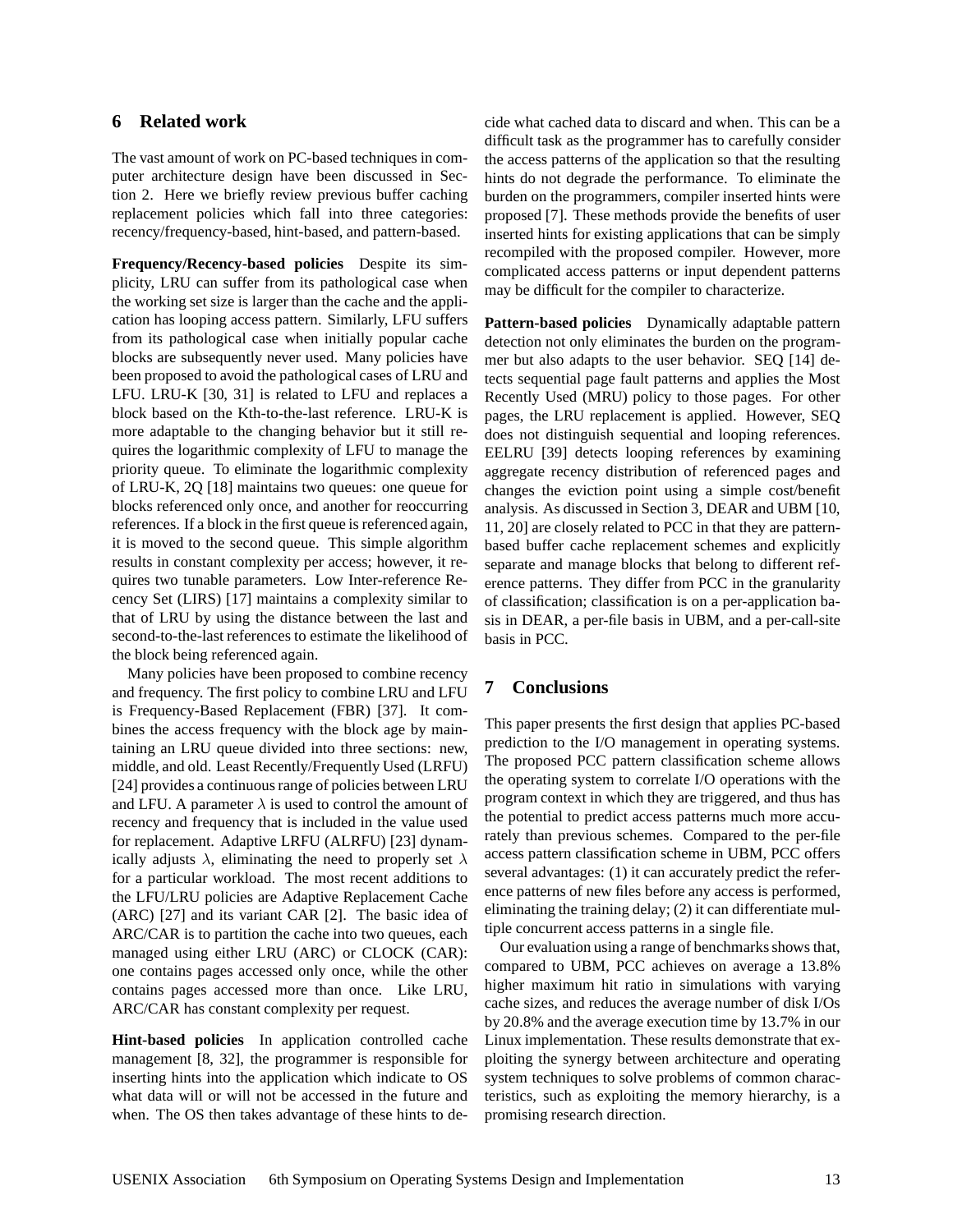## 6 Related work

The vast amount of work on PC-based techniques in computer architecture design have been discussed in Section 2. Here we briefly review previous buffer caching replacement policies which fall into three categories: recency/frequency-based, hint-based, and pattern-based.

**Frequency/Recency-based policies** Despite its simplicity, LRU can suffer from its pathological case when the working set size is larger than the cache and the application has looping access pattern. Similarly, LFU suffers from its pathological case when initially popular cache blocks are subsequently never used. Many policies have been proposed to avoid the pathological cases of LRU and LFU. LRU-K [30, 31] is related to LFU and replaces a block based on the Kth-to-the-last reference. LRU-K is more adaptable to the changing behavior but it still requires the logarithmic complexity of LFU to manage the priority queue. To eliminate the logarithmic complexity of LRU-K, 2Q [18] maintains two queues: one queue for blocks referenced only once, and another for reoccurring references. If a block in the first queue is referenced again, it is moved to the second queue. This simple algorithm results in constant complexity per access; however, it requires two tunable parameters. Low Inter-reference Recency Set (LIRS) [17] maintains a complexity similar to that of LRU by using the distance between the last and second-to-the-last references to estimate the likelihood of the block being referenced again.

Many policies have been proposed to combine recency and frequency. The first policy to combine LRU and LFU is Frequency-Based Replacement (FBR) [37]. It combines the access frequency with the block age by maintaining an LRU queue divided into three sections: new, middle, and old. Least Recently/Frequently Used (LRFU) [24] provides a continuous range of policies between LRU and LFU. A parameter $\lambda$ is used to control the amount of recency and frequency that is included in the value used for replacement. Adaptive LRFU (ALRFU) [23] dynamically adjusts $\lambda$, eliminating the need to properly set $\lambda$ for a particular workload. The most recent additions to the LFU/LRU policies are Adaptive Replacement Cache (ARC) [27] and its variant CAR [2]. The basic idea of ARC/CAR is to partition the cache into two queues, each managed using either LRU (ARC) or CLOCK (CAR): one contains pages accessed only once, while the other contains pages accessed more than once. Like LRU, ARC/CAR has constant complexity per request.

**Hint-based policies** In application controlled cache management [8, 32], the programmer is responsible for inserting hints into the application which indicate to OS what data will or will not be accessed in the future and when. The OS then takes advantage of these hints to decide what cached data to discard and when. This can be a difficult task as the programmer has to carefully consider the access patterns of the application so that the resulting hints do not degrade the performance. To eliminate the burden on the programmers, compiler inserted hints were proposed [7]. These methods provide the benefits of user inserted hints for existing applications that can be simply recompiled with the proposed compiler. However, more complicated access patterns or input dependent patterns may be difficult for the compiler to characterize.

**Pattern-based policies** Dynamically adaptable pattern detection not only eliminates the burden on the programmer but also adapts to the user behavior. SEQ [14] detects sequential page fault patterns and applies the Most Recently Used (MRU) policy to those pages. For other pages, the LRU replacement is applied. However, SEQ does not distinguish sequential and looping references. EELRU [39] detects looping references by examining aggregate recency distribution of referenced pages and changes the eviction point using a simple cost/benefit analysis. As discussed in Section 3, DEAR and UBM [10, 11, 20] are closely related to PCC in that they are pattern-based buffer cache replacement schemes and explicitly separate and manage blocks that belong to different reference patterns. They differ from PCC in the granularity of classification; classification is on a per-application basis in DEAR, a per-file basis in UBM, and a per-call-site basis in PCC.

## 7 Conclusions

This paper presents the first design that applies PC-based prediction to the I/O management in operating systems. The proposed PCC pattern classification scheme allows the operating system to correlate I/O operations with the program context in which they are triggered, and thus has the potential to predict access patterns much more accurately than previous schemes. Compared to the per-file access pattern classification scheme in UBM, PCC offers several advantages: (1) it can accurately predict the reference patterns of new files before any access is performed, eliminating the training delay; (2) it can differentiate multiple concurrent access patterns in a single file.

Our evaluation using a range of benchmarks shows that, compared to UBM, PCC achieves on average a 13.8% higher maximum hit ratio in simulations with varying cache sizes, and reduces the average number of disk I/Os by 20.8% and the average execution time by 13.7% in our Linux implementation. These results demonstrate that exploiting the synergy between architecture and operating system techniques to solve problems of common characteristics, such as exploiting the memory hierarchy, is a promising research direction.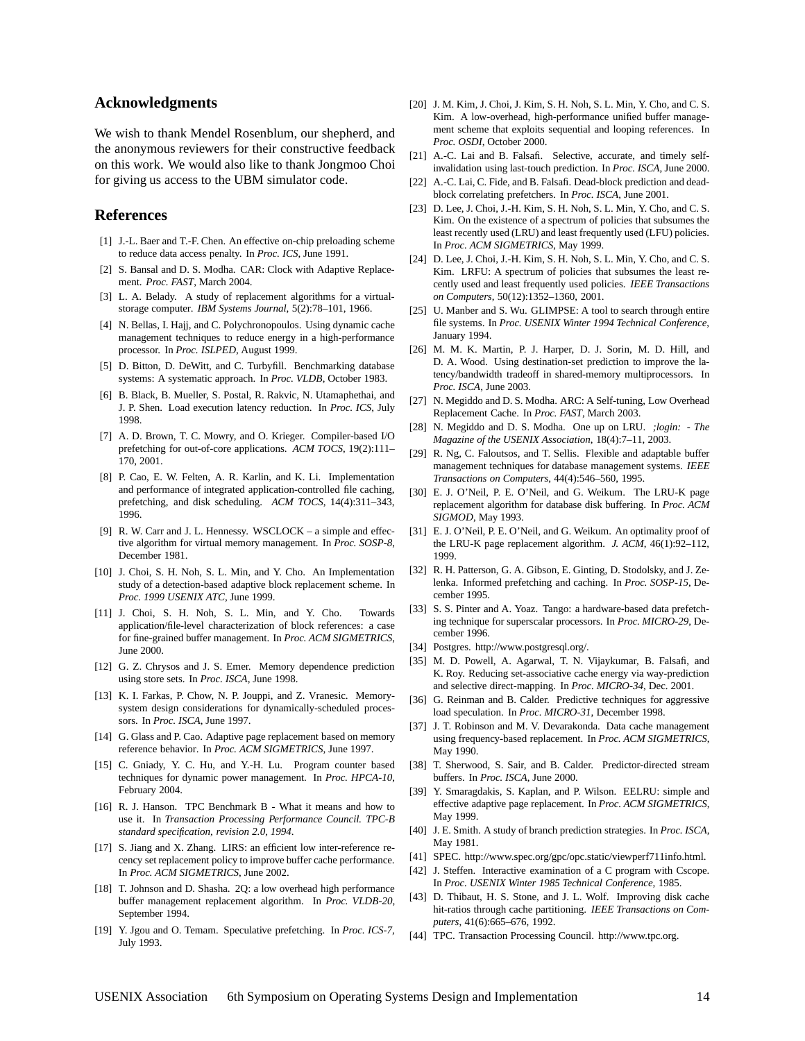## Acknowledgments

We wish to thank Mendel Rosenblum, our shepherd, and the anonymous reviewers for their constructive feedback on this work. We would also like to thank Jongmoo Choi for giving us access to the UBM simulator code.

## References

[1] J.-L. Baer and T.-F. Chen. An effective on-chip preloading scheme to reduce data access penalty. In *Proc. ICS*, June 1991.

[2] S. Bansal and D. S. Modha. CAR: Clock with Adaptive Replacement. *Proc. FAST*, March 2004.

[3] L. A. Belady. A study of replacement algorithms for a virtual-storage computer. *IBM Systems Journal*, 5(2):78–101, 1966.

[4] N. Bellas, I. Hajj, and C. Polychronopoulos. Using dynamic cache management techniques to reduce energy in a high-performance processor. In *Proc. ISLPED*, August 1999.

[5] D. Bitton, D. DeWitt, and C. Turbyfill. Benchmarking database systems: A systematic approach. In *Proc. VLDB*, October 1983.

[6] B. Black, B. Mueller, S. Postal, R. Rakvic, N. Utamaphethai, and J. P. Shen. Load execution latency reduction. In *Proc. ICS*, July 1998.

[7] A. D. Brown, T. C. Mowry, and O. Krieger. Compiler-based I/O prefetching for out-of-core applications. *ACM TOCS*, 19(2):111–170, 2001.

[8] P. Cao, E. W. Felten, A. R. Karlin, and K. Li. Implementation and performance of integrated application-controlled file caching, prefetching, and disk scheduling. *ACM TOCS*, 14(4):311–343, 1996.

[9] R. W. Carr and J. L. Hennessy. WSCLOCK – a simple and effective algorithm for virtual memory management. In *Proc. SOSP-8*, December 1981.

[10] J. Choi, S. H. Noh, S. L. Min, and Y. Cho. An Implementation study of a detection-based adaptive block replacement scheme. In *Proc. 1999 USENIX ATC*, June 1999.

[11] J. Choi, S. H. Noh, S. L. Min, and Y. Cho. Towards application/file-level characterization of block references: a case for fine-grained buffer management. In *Proc. ACM SIGMETRICS*, June 2000.

[12] G. Z. Chrysos and J. S. Emer. Memory dependence prediction using store sets. In *Proc. ISCA*, June 1998.

[13] K. I. Farkas, P. Chow, N. P. Jouppi, and Z. Vranesic. Memory-system design considerations for dynamically-scheduled processors. In *Proc. ISCA*, June 1997.

[14] G. Glass and P. Cao. Adaptive page replacement based on memory reference behavior. In *Proc. ACM SIGMETRICS*, June 1997.

[15] C. Gniady, Y. C. Hu, and Y.-H. Lu. Program counter based techniques for dynamic power management. In *Proc. HPCA-10*, February 2004.

[16] R. J. Hanson. TPC Benchmark B - What it means and how to use it. In *Transaction Processing Performance Council. TPC-B standard specification, revision 2.0, 1994*.

[17] S. Jiang and X. Zhang. LIRS: an efficient low inter-reference recency set replacement policy to improve buffer cache performance. In *Proc. ACM SIGMETRICS*, June 2002.

[18] T. Johnson and D. Shasha. 2Q: a low overhead high performance buffer management replacement algorithm. In *Proc. VLDB-20*, September 1994.

[19] Y. Jgou and O. Temam. Speculative prefetching. In *Proc. ICS-7*, July 1993.

[20] J. M. Kim, J. Choi, J. Kim, S. H. Noh, S. L. Min, Y. Cho, and C. S. Kim. A low-overhead, high-performance unified buffer management scheme that exploits sequential and looping references. In *Proc. OSDI*, October 2000.

[21] A.-C. Lai and B. Falsafi. Selective, accurate, and timely self-invalidation using last-touch prediction. In *Proc. ISCA*, June 2000.

[22] A.-C. Lai, C. Fide, and B. Falsafi. Dead-block prediction and dead-block correlating prefetchers. In *Proc. ISCA*, June 2001.

[23] D. Lee, J. Choi, J.-H. Kim, S. H. Noh, S. L. Min, Y. Cho, and C. S. Kim. On the existence of a spectrum of policies that subsumes the least recently used (LRU) and least frequently used (LFU) policies. In *Proc. ACM SIGMETRICS*, May 1999.

[24] D. Lee, J. Choi, J.-H. Kim, S. H. Noh, S. L. Min, Y. Cho, and C. S. Kim. LRFU: A spectrum of policies that subsumes the least recently used and least frequently used policies. *IEEE Transactions on Computers*, 50(12):1352–1360, 2001.

[25] U. Manber and S. Wu. GLIMPSE: A tool to search through entire file systems. In *Proc. USENIX Winter 1994 Technical Conference*, January 1994.

[26] M. M. K. Martin, P. J. Harper, D. J. Sorin, M. D. Hill, and D. A. Wood. Using destination-set prediction to improve the latency/bandwidth tradeoff in shared-memory multiprocessors. In *Proc. ISCA*, June 2003.

[27] N. Megiddo and D. S. Modha. ARC: A Self-tuning, Low Overhead Replacement Cache. In *Proc. FAST*, March 2003.

[28] N. Megiddo and D. S. Modha. One up on LRU. *;login: - The Magazine of the USENIX Association*, 18(4):7–11, 2003.

[29] R. Ng, C. Faloutsos, and T. Sellis. Flexible and adaptable buffer management techniques for database management systems. *IEEE Transactions on Computers*, 44(4):546–560, 1995.

[30] E. J. O'Neil, P. E. O'Neil, and G. Weikum. The LRU-K page replacement algorithm for database disk buffering. In *Proc. ACM SIGMOD*, May 1993.

[31] E. J. O'Neil, P. E. O'Neil, and G. Weikum. An optimality proof of the LRU-K page replacement algorithm. *J. ACM*, 46(1):92–112, 1999.

[32] R. H. Patterson, G. A. Gibson, E. Ginting, D. Stodolsky, and J. Zelenka. Informed prefetching and caching. In *Proc. SOSP-15*, December 1995.

[33] S. S. Pinter and A. Yoaz. Tango: a hardware-based data prefetching technique for superscalar processors. In *Proc. MICRO-29*, December 1996.

[34] Postgres. http://www.postgresql.org/.

[35] M. D. Powell, A. Agarwal, T. N. Vijaykumar, B. Falsafi, and K. Roy. Reducing set-associative cache energy via way-prediction and selective direct-mapping. In *Proc. MICRO-34*, Dec. 2001.

[36] G. Reinman and B. Calder. Predictive techniques for aggressive load speculation. In *Proc. MICRO-31*, December 1998.

[37] J. T. Robinson and M. V. Devarakonda. Data cache management using frequency-based replacement. In *Proc. ACM SIGMETRICS*, May 1990.

[38] T. Sherwood, S. Sair, and B. Calder. Predictor-directed stream buffers. In *Proc. ISCA*, June 2000.

[39] Y. Smaragdakis, S. Kaplan, and P. Wilson. EELRU: simple and effective adaptive page replacement. In *Proc. ACM SIGMETRICS*, May 1999.

[40] J. E. Smith. A study of branch prediction strategies. In *Proc. ISCA*, May 1981.

[41] SPEC. http://www.spec.org/gpc/opc.static/viewperf711info.html.

[42] J. Steffen. Interactive examination of a C program with Cscope. In *Proc. USENIX Winter 1985 Technical Conference*, 1985.

[43] D. Thibaut, H. S. Stone, and J. L. Wolf. Improving disk cache hit-ratios through cache partitioning. *IEEE Transactions on Computers*, 41(6):665–676, 1992.

[44] TPC. Transaction Processing Council. http://www.tpc.org.